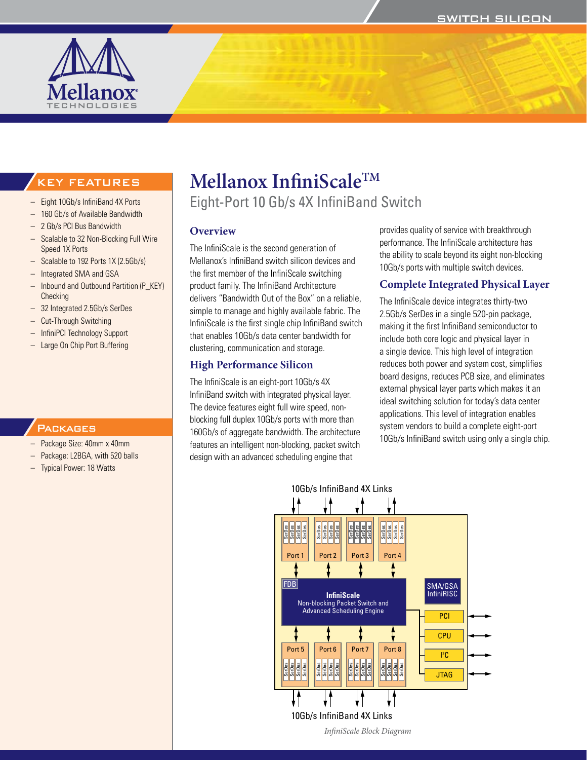# Mellanox InfiniScale™

## Eight-Port 10 Gb/s 4X InfiniBand Switch

### KEY FEATURES

- Eight 10Gb/s InfiniBand 4X Ports
- 160 Gb/s of Available Bandwidth
- 2 Gb/s PCI Bus Bandwidth
- Scalable to 32 Non-Blocking Full Wire Speed 1X Ports
- Scalable to 192 Ports 1X (2.5Gb/s)
- Integrated SMA and GSA
- Inbound and Outbound Partition (P_KEY) Checking
- 32 Integrated 2.5Gb/s SerDes
- Cut-Through Switching
- InfiniPCI Technology Support
- Large On Chip Port Buffering

### PACKAGES

- Package Size: 40mm x 40mm
- Package: L2BGA, with 520 balls
- Typical Power: 18 Watts

### Overview

The InfiniScale is the second generation of Mellanox's InfiniBand switch silicon devices and the first member of the InfiniScale switching product family. The InfiniBand Architecture delivers "Bandwidth Out of the Box" on a reliable, simple to manage and highly available fabric. The InfiniScale is the first single chip InfiniBand switch that enables 10Gb/s data center bandwidth for clustering, communication and storage.

### High Performance Silicon

The InfiniScale is an eight-port 10Gb/s 4X InfiniBand switch with integrated physical layer. The device features eight full wire speed, non-blocking full duplex 10Gb/s ports with more than 160Gb/s of aggregate bandwidth. The architecture features an intelligent non-blocking, packet switch design with an advanced scheduling engine that provides quality of service with breakthrough performance. The InfiniScale architecture has the ability to scale beyond its eight non-blocking 10Gb/s ports with multiple switch devices.

### Complete Integrated Physical Layer

The InfiniScale device integrates thirty-two 2.5Gb/s SerDes in a single 520-pin package, making it the first InfiniBand semiconductor to include both core logic and physical layer in a single device. This high level of integration reduces both power and system cost, simplifies board designs, reduces PCB size, and eliminates external physical layer parts which makes it an ideal switching solution for today's data center applications. This level of integration enables system vendors to build a complete eight-port 10Gb/s InfiniBand switch using only a single chip.

*InfiniScale Block Diagram*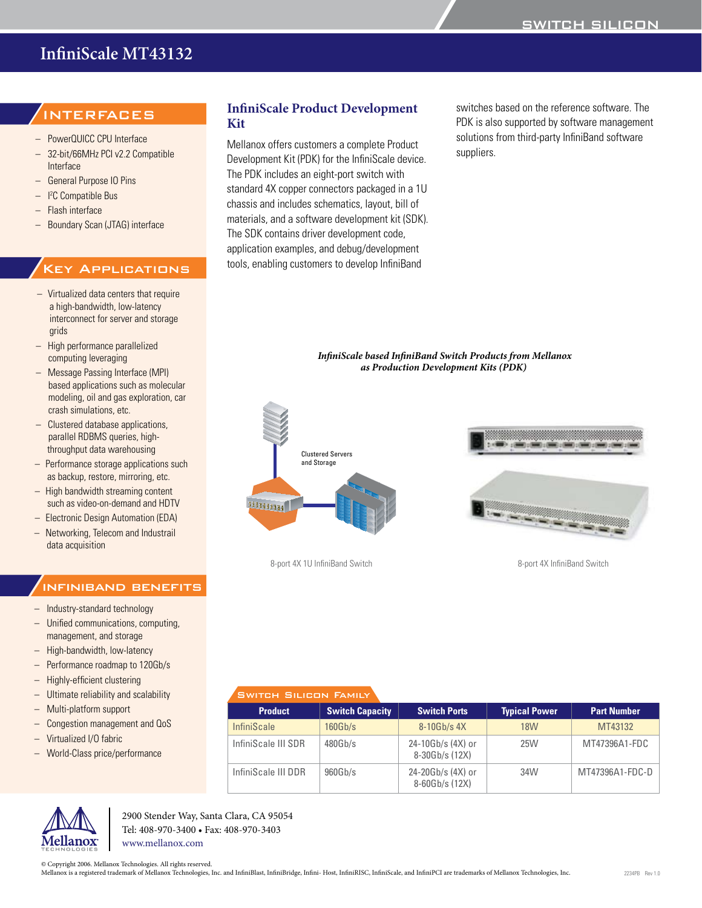# InfiniScale MT43132

## INTERFACES

- PowerQUICC CPU Interface
- 32-bit/66MHz PCI v2.2 Compatible Interface
- General Purpose IO Pins
- I²C Compatible Bus
- Flash interface
- Boundary Scan (JTAG) interface

## KEY APPLICATIONS

- Virtualized data centers that require a high-bandwidth, low-latency interconnect for server and storage grids
- High performance parallelized computing leveraging
- Message Passing Interface (MPI) based applications such as molecular modeling, oil and gas exploration, car crash simulations, etc.
- Clustered database applications, parallel RDBMS queries, high-throughput data warehousing
- Performance storage applications such as backup, restore, mirroring, etc.
- High bandwidth streaming content such as video-on-demand and HDTV
- Electronic Design Automation (EDA)
- Networking, Telecom and Industrail data acquisition

## INFINIBAND BENEFITS

- Industry-standard technology
- Unified communications, computing, management, and storage
- High-bandwidth, low-latency
- Performance roadmap to 120Gb/s
- Highly-efficient clustering
- Ultimate reliability and scalability
- Multi-platform support
- Congestion management and QoS
- Virtualized I/O fabric
- World-Class price/performance

## InfiniScale Product Development Kit

Mellanox offers customers a complete Product Development Kit (PDK) for the InfiniScale device. The PDK includes an eight-port switch with standard 4X copper connectors packaged in a 1U chassis and includes schematics, layout, bill of materials, and a software development kit (SDK). The SDK contains driver development code, application examples, and debug/development tools, enabling customers to develop InfiniBand switches based on the reference software. The PDK is also supported by software management solutions from third-party InfiniBand software suppliers.

*InfiniScale based InfiniBand Switch Products from Mellanox as Production Development Kits (PDK)*

Clustered Servers and Storage

8-port 4X 1U InfiniBand Switch

8-port 4X InfiniBand Switch

## SWITCH SILICON FAMILY

| Product | Switch Capacity | Switch Ports | Typical Power | Part Number |
| --- | --- | --- | --- | --- |
| InfiniScale | 160Gb/s | 8-10Gb/s 4X | 18W | MT43132 |
| InfiniScale III SDR | 480Gb/s | 24-10Gb/s (4X) or 8-30Gb/s (12X) | 25W | MT47396A1-FDC |
| InfiniScale III DDR | 960Gb/s | 24-20Gb/s (4X) or 8-60Gb/s (12X) | 34W | MT47396A1-FDC-D |

Mellanox Technologies

2900 Stender Way, Santa Clara, CA 95054
Tel: 408-970-3400 • Fax: 408-970-3403
www.mellanox.com

© Copyright 2006. Mellanox Technologies. All rights reserved.
Mellanox is a registered trademark of Mellanox Technologies, Inc. and InfiniBlast, InfiniBridge, Infini- Host, InfiniRISC, InfiniScale, and InfiniPCI are trademarks of Mellanox Technologies, Inc.

2234PB Rev 1.0